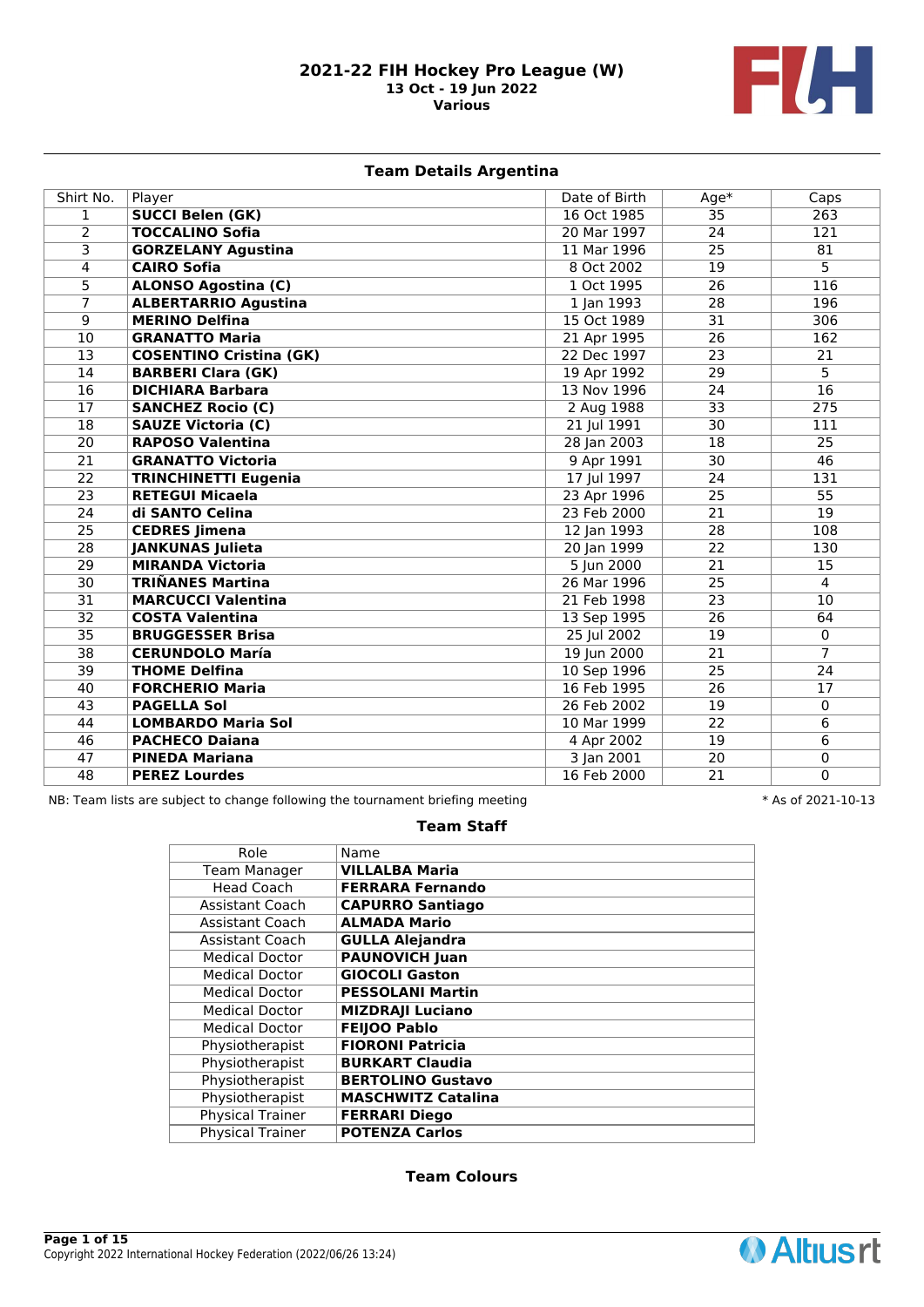# 2021-22 FIH Hockey Pro League (W)

**13 Oct - 19 Jun 2022**

**Various**

## Team Details Argentina

| Shirt No. | Player | Date of Birth | Age* | Caps |
|---|---|---|---|---|
| 1 | **SUCCI Belen (GK)** | 16 Oct 1985 | 35 | 263 |
| 2 | **TOCCALINO Sofia** | 20 Mar 1997 | 24 | 121 |
| 3 | **GORZELANY Agustina** | 11 Mar 1996 | 25 | 81 |
| 4 | **CAIRO Sofia** | 8 Oct 2002 | 19 | 5 |
| 5 | **ALONSO Agostina (C)** | 1 Oct 1995 | 26 | 116 |
| 7 | **ALBERTARRIO Agustina** | 1 Jan 1993 | 28 | 196 |
| 9 | **MERINO Delfina** | 15 Oct 1989 | 31 | 306 |
| 10 | **GRANATTO Maria** | 21 Apr 1995 | 26 | 162 |
| 13 | **COSENTINO Cristina (GK)** | 22 Dec 1997 | 23 | 21 |
| 14 | **BARBERI Clara (GK)** | 19 Apr 1992 | 29 | 5 |
| 16 | **DICHIARA Barbara** | 13 Nov 1996 | 24 | 16 |
| 17 | **SANCHEZ Rocio (C)** | 2 Aug 1988 | 33 | 275 |
| 18 | **SAUZE Victoria (C)** | 21 Jul 1991 | 30 | 111 |
| 20 | **RAPOSO Valentina** | 28 Jan 2003 | 18 | 25 |
| 21 | **GRANATTO Victoria** | 9 Apr 1991 | 30 | 46 |
| 22 | **TRINCHINETTI Eugenia** | 17 Jul 1997 | 24 | 131 |
| 23 | **RETEGUI Micaela** | 23 Apr 1996 | 25 | 55 |
| 24 | **di SANTO Celina** | 23 Feb 2000 | 21 | 19 |
| 25 | **CEDRES Jimena** | 12 Jan 1993 | 28 | 108 |
| 28 | **JANKUNAS Julieta** | 20 Jan 1999 | 22 | 130 |
| 29 | **MIRANDA Victoria** | 5 Jun 2000 | 21 | 15 |
| 30 | **TRIÑANES Martina** | 26 Mar 1996 | 25 | 4 |
| 31 | **MARCUCCI Valentina** | 21 Feb 1998 | 23 | 10 |
| 32 | **COSTA Valentina** | 13 Sep 1995 | 26 | 64 |
| 35 | **BRUGGESSER Brisa** | 25 Jul 2002 | 19 | 0 |
| 38 | **CERUNDOLO María** | 19 Jun 2000 | 21 | 7 |
| 39 | **THOME Delfina** | 10 Sep 1996 | 25 | 24 |
| 40 | **FORCHERIO Maria** | 16 Feb 1995 | 26 | 17 |
| 43 | **PAGELLA Sol** | 26 Feb 2002 | 19 | 0 |
| 44 | **LOMBARDO Maria Sol** | 10 Mar 1999 | 22 | 6 |
| 46 | **PACHECO Daiana** | 4 Apr 2002 | 19 | 6 |
| 47 | **PINEDA Mariana** | 3 Jan 2001 | 20 | 0 |
| 48 | **PEREZ Lourdes** | 16 Feb 2000 | 21 | 0 |

NB: Team lists are subject to change following the tournament briefing meeting

* As of 2021-10-13

## Team Staff

| Role | Name |
|---|---|
| Team Manager | **VILLALBA Maria** |
| Head Coach | **FERRARA Fernando** |
| Assistant Coach | **CAPURRO Santiago** |
| Assistant Coach | **ALMADA Mario** |
| Assistant Coach | **GULLA Alejandra** |
| Medical Doctor | **PAUNOVICH Juan** |
| Medical Doctor | **GIOCOLI Gaston** |
| Medical Doctor | **PESSOLANI Martin** |
| Medical Doctor | **MIZDRAJI Luciano** |
| Medical Doctor | **FEIJOO Pablo** |
| Physiotherapist | **FIORONI Patricia** |
| Physiotherapist | **BURKART Claudia** |
| Physiotherapist | **BERTOLINO Gustavo** |
| Physiotherapist | **MASCHWITZ Catalina** |
| Physical Trainer | **FERRARI Diego** |
| Physical Trainer | **POTENZA Carlos** |

## Team Colours

Copyright 2022 International Hockey Federation (2022/06/26 13:24)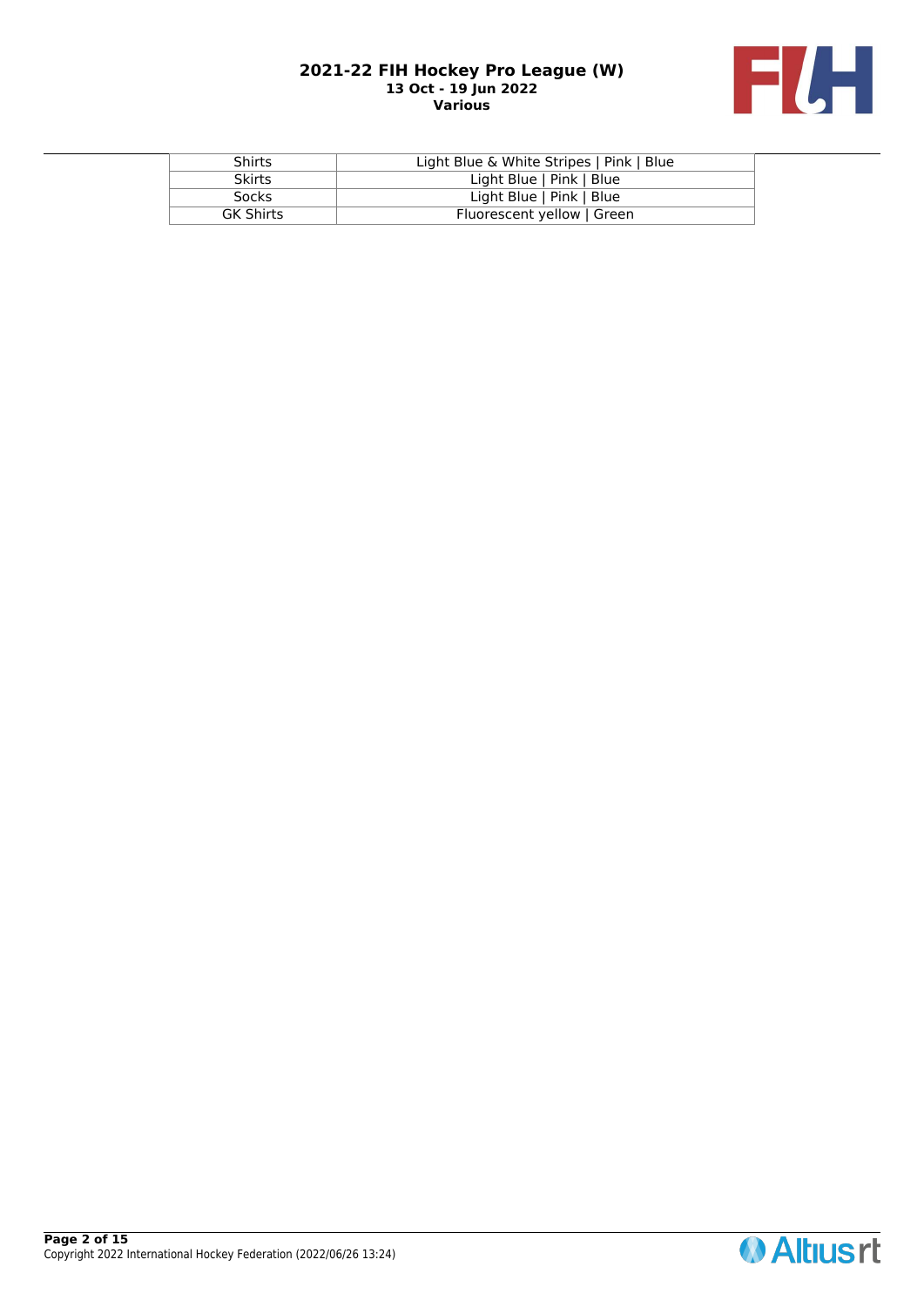| Shirts | Light Blue & White Stripes \| Pink \| Blue |
|---|---|
| Skirts | Light Blue \| Pink \| Blue |
| Socks | Light Blue \| Pink \| Blue |
| GK Shirts | Fluorescent yellow \| Green |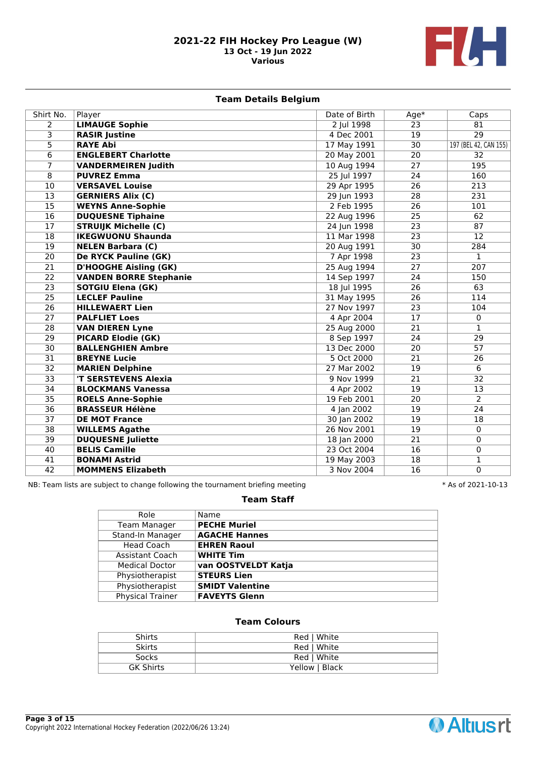# 2021-22 FIH Hockey Pro League (W)

13 Oct - 19 Jun 2022
Various

## Team Details Belgium

| Shirt No. | Player | Date of Birth | Age* | Caps |
|---|---|---|---|---|
| 2 | **LIMAUGE Sophie** | 2 Jul 1998 | 23 | 81 |
| 3 | **RASIR Justine** | 4 Dec 2001 | 19 | 29 |
| 5 | **RAYE Abi** | 17 May 1991 | 30 | 197 (BEL 42, CAN 155) |
| 6 | **ENGLEBERT Charlotte** | 20 May 2001 | 20 | 32 |
| 7 | **VANDERMEIREN Judith** | 10 Aug 1994 | 27 | 195 |
| 8 | **PUVREZ Emma** | 25 Jul 1997 | 24 | 160 |
| 10 | **VERSAVEL Louise** | 29 Apr 1995 | 26 | 213 |
| 13 | **GERNIERS Alix (C)** | 29 Jun 1993 | 28 | 231 |
| 15 | **WEYNS Anne-Sophie** | 2 Feb 1995 | 26 | 101 |
| 16 | **DUQUESNE Tiphaine** | 22 Aug 1996 | 25 | 62 |
| 17 | **STRUIJK Michelle (C)** | 24 Jun 1998 | 23 | 87 |
| 18 | **IKEGWUONU Shaunda** | 11 Mar 1998 | 23 | 12 |
| 19 | **NELEN Barbara (C)** | 20 Aug 1991 | 30 | 284 |
| 20 | **De RYCK Pauline (GK)** | 7 Apr 1998 | 23 | 1 |
| 21 | **D'HOOGHE Aisling (GK)** | 25 Aug 1994 | 27 | 207 |
| 22 | **VANDEN BORRE Stephanie** | 14 Sep 1997 | 24 | 150 |
| 23 | **SOTGIU Elena (GK)** | 18 Jul 1995 | 26 | 63 |
| 25 | **LECLEF Pauline** | 31 May 1995 | 26 | 114 |
| 26 | **HILLEWAERT Lien** | 27 Nov 1997 | 23 | 104 |
| 27 | **PALFLIET Loes** | 4 Apr 2004 | 17 | 0 |
| 28 | **VAN DIEREN Lyne** | 25 Aug 2000 | 21 | 1 |
| 29 | **PICARD Elodie (GK)** | 8 Sep 1997 | 24 | 29 |
| 30 | **BALLENGHIEN Ambre** | 13 Dec 2000 | 20 | 57 |
| 31 | **BREYNE Lucie** | 5 Oct 2000 | 21 | 26 |
| 32 | **MARIEN Delphine** | 27 Mar 2002 | 19 | 6 |
| 33 | **'T SERSTEVENS Alexia** | 9 Nov 1999 | 21 | 32 |
| 34 | **BLOCKMANS Vanessa** | 4 Apr 2002 | 19 | 13 |
| 35 | **ROELS Anne-Sophie** | 19 Feb 2001 | 20 | 2 |
| 36 | **BRASSEUR Hélène** | 4 Jan 2002 | 19 | 24 |
| 37 | **DE MOT France** | 30 Jan 2002 | 19 | 18 |
| 38 | **WILLEMS Agathe** | 26 Nov 2001 | 19 | 0 |
| 39 | **DUQUESNE Juliette** | 18 Jan 2000 | 21 | 0 |
| 40 | **BELIS Camille** | 23 Oct 2004 | 16 | 0 |
| 41 | **BONAMI Astrid** | 19 May 2003 | 18 | 1 |
| 42 | **MOMMENS Elizabeth** | 3 Nov 2004 | 16 | 0 |

NB: Team lists are subject to change following the tournament briefing meeting

\* As of 2021-10-13

### Team Staff

| Role | Name |
|---|---|
| Team Manager | **PECHE Muriel** |
| Stand-In Manager | **AGACHE Hannes** |
| Head Coach | **EHREN Raoul** |
| Assistant Coach | **WHITE Tim** |
| Medical Doctor | **van OOSTVELDT Katja** |
| Physiotherapist | **STEURS Lien** |
| Physiotherapist | **SMIDT Valentine** |
| Physical Trainer | **FAVEYTS Glenn** |

### Team Colours

| | |
|---|---|
| Shirts | Red \| White |
| Skirts | Red \| White |
| Socks | Red \| White |
| GK Shirts | Yellow \| Black |

Copyright 2022 International Hockey Federation (2022/06/26 13:24)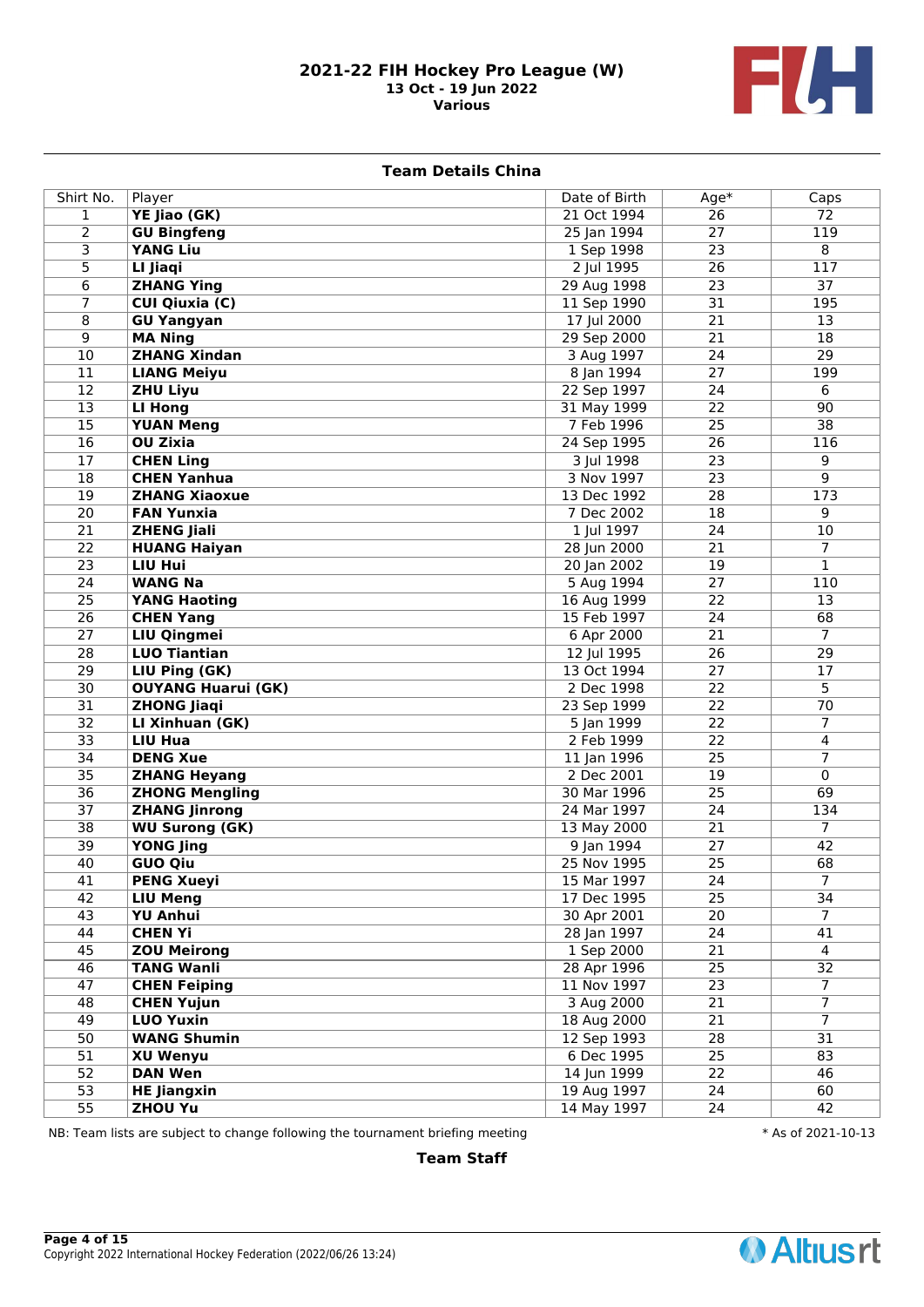# 2021-22 FIH Hockey Pro League (W)

**13 Oct - 19 Jun 2022**

**Various**

## Team Details China

| Shirt No. | Player | Date of Birth | Age* | Caps |
|---|---|---|---|---|
| 1 | **YE Jiao (GK)** | 21 Oct 1994 | 26 | 72 |
| 2 | **GU Bingfeng** | 25 Jan 1994 | 27 | 119 |
| 3 | **YANG Liu** | 1 Sep 1998 | 23 | 8 |
| 5 | **LI Jiaqi** | 2 Jul 1995 | 26 | 117 |
| 6 | **ZHANG Ying** | 29 Aug 1998 | 23 | 37 |
| 7 | **CUI Qiuxia (C)** | 11 Sep 1990 | 31 | 195 |
| 8 | **GU Yangyan** | 17 Jul 2000 | 21 | 13 |
| 9 | **MA Ning** | 29 Sep 2000 | 21 | 18 |
| 10 | **ZHANG Xindan** | 3 Aug 1997 | 24 | 29 |
| 11 | **LIANG Meiyu** | 8 Jan 1994 | 27 | 199 |
| 12 | **ZHU Liyu** | 22 Sep 1997 | 24 | 6 |
| 13 | **LI Hong** | 31 May 1999 | 22 | 90 |
| 15 | **YUAN Meng** | 7 Feb 1996 | 25 | 38 |
| 16 | **OU Zixia** | 24 Sep 1995 | 26 | 116 |
| 17 | **CHEN Ling** | 3 Jul 1998 | 23 | 9 |
| 18 | **CHEN Yanhua** | 3 Nov 1997 | 23 | 9 |
| 19 | **ZHANG Xiaoxue** | 13 Dec 1992 | 28 | 173 |
| 20 | **FAN Yunxia** | 7 Dec 2002 | 18 | 9 |
| 21 | **ZHENG Jiali** | 1 Jul 1997 | 24 | 10 |
| 22 | **HUANG Haiyan** | 28 Jun 2000 | 21 | 7 |
| 23 | **LIU Hui** | 20 Jan 2002 | 19 | 1 |
| 24 | **WANG Na** | 5 Aug 1994 | 27 | 110 |
| 25 | **YANG Haoting** | 16 Aug 1999 | 22 | 13 |
| 26 | **CHEN Yang** | 15 Feb 1997 | 24 | 68 |
| 27 | **LIU Qingmei** | 6 Apr 2000 | 21 | 7 |
| 28 | **LUO Tiantian** | 12 Jul 1995 | 26 | 29 |
| 29 | **LIU Ping (GK)** | 13 Oct 1994 | 27 | 17 |
| 30 | **OUYANG Huarui (GK)** | 2 Dec 1998 | 22 | 5 |
| 31 | **ZHONG Jiaqi** | 23 Sep 1999 | 22 | 70 |
| 32 | **LI Xinhuan (GK)** | 5 Jan 1999 | 22 | 7 |
| 33 | **LIU Hua** | 2 Feb 1999 | 22 | 4 |
| 34 | **DENG Xue** | 11 Jan 1996 | 25 | 7 |
| 35 | **ZHANG Heyang** | 2 Dec 2001 | 19 | 0 |
| 36 | **ZHONG Mengling** | 30 Mar 1996 | 25 | 69 |
| 37 | **ZHANG Jinrong** | 24 Mar 1997 | 24 | 134 |
| 38 | **WU Surong (GK)** | 13 May 2000 | 21 | 7 |
| 39 | **YONG Jing** | 9 Jan 1994 | 27 | 42 |
| 40 | **GUO Qiu** | 25 Nov 1995 | 25 | 68 |
| 41 | **PENG Xueyi** | 15 Mar 1997 | 24 | 7 |
| 42 | **LIU Meng** | 17 Dec 1995 | 25 | 34 |
| 43 | **YU Anhui** | 30 Apr 2001 | 20 | 7 |
| 44 | **CHEN Yi** | 28 Jan 1997 | 24 | 41 |
| 45 | **ZOU Meirong** | 1 Sep 2000 | 21 | 4 |
| 46 | **TANG Wanli** | 28 Apr 1996 | 25 | 32 |
| 47 | **CHEN Feiping** | 11 Nov 1997 | 23 | 7 |
| 48 | **CHEN Yujun** | 3 Aug 2000 | 21 | 7 |
| 49 | **LUO Yuxin** | 18 Aug 2000 | 21 | 7 |
| 50 | **WANG Shumin** | 12 Sep 1993 | 28 | 31 |
| 51 | **XU Wenyu** | 6 Dec 1995 | 25 | 83 |
| 52 | **DAN Wen** | 14 Jun 1999 | 22 | 46 |
| 53 | **HE Jiangxin** | 19 Aug 1997 | 24 | 60 |
| 55 | **ZHOU Yu** | 14 May 1997 | 24 | 42 |

NB: Team lists are subject to change following the tournament briefing meeting

\* As of 2021-10-13

### Team Staff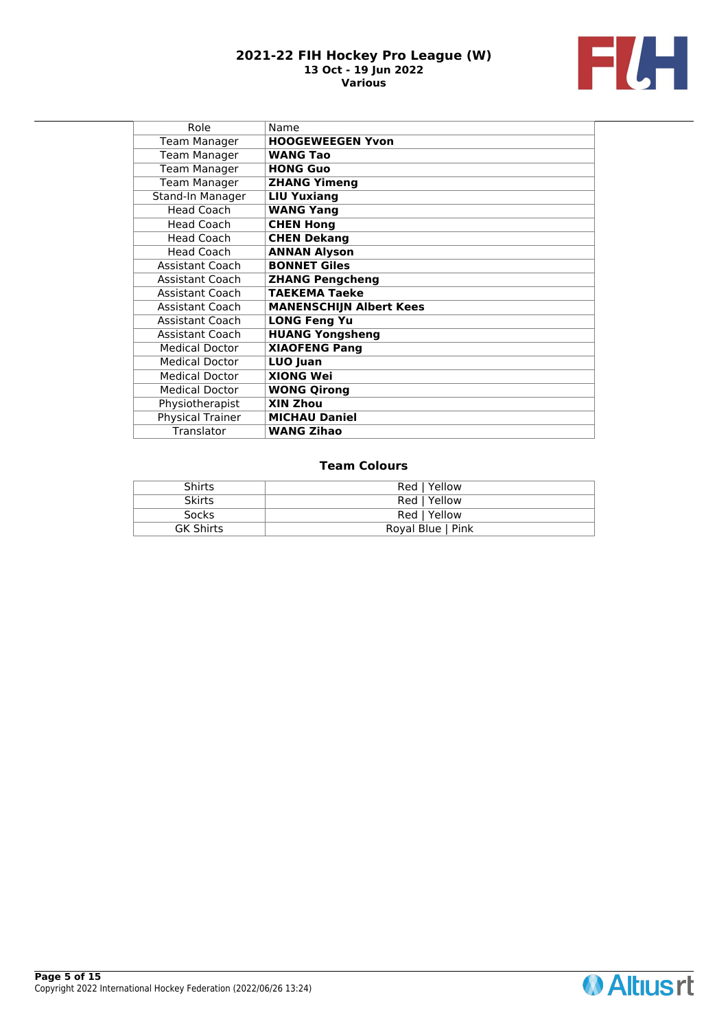| Role | Name |
|---|---|
| Team Manager | **HOOGEWEEGEN Yvon** |
| Team Manager | **WANG Tao** |
| Team Manager | **HONG Guo** |
| Team Manager | **ZHANG Yimeng** |
| Stand-In Manager | **LIU Yuxiang** |
| Head Coach | **WANG Yang** |
| Head Coach | **CHEN Hong** |
| Head Coach | **CHEN Dekang** |
| Head Coach | **ANNAN Alyson** |
| Assistant Coach | **BONNET Giles** |
| Assistant Coach | **ZHANG Pengcheng** |
| Assistant Coach | **TAEKEMA Taeke** |
| Assistant Coach | **MANENSCHIJN Albert Kees** |
| Assistant Coach | **LONG Feng Yu** |
| Assistant Coach | **HUANG Yongsheng** |
| Medical Doctor | **XIAOFENG Pang** |
| Medical Doctor | **LUO Juan** |
| Medical Doctor | **XIONG Wei** |
| Medical Doctor | **WONG Qirong** |
| Physiotherapist | **XIN Zhou** |
| Physical Trainer | **MICHAU Daniel** |
| Translator | **WANG Zihao** |

### Team Colours

| | |
|---|---|
| Shirts | Red \| Yellow |
| Skirts | Red \| Yellow |
| Socks | Red \| Yellow |
| GK Shirts | Royal Blue \| Pink |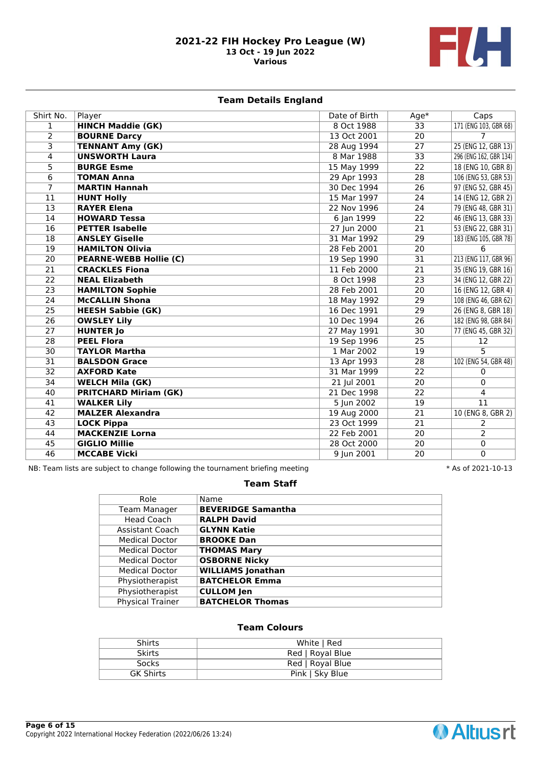# 2021-22 FIH Hockey Pro League (W)

**13 Oct - 19 Jun 2022**

**Various**

## Team Details England

| Shirt No. | Player | Date of Birth | Age* | Caps |
|---|---|---|---|---|
| 1 | **HINCH Maddie (GK)** | 8 Oct 1988 | 33 | 171 (ENG 103, GBR 68) |
| 2 | **BOURNE Darcy** | 13 Oct 2001 | 20 | 7 |
| 3 | **TENNANT Amy (GK)** | 28 Aug 1994 | 27 | 25 (ENG 12, GBR 13) |
| 4 | **UNSWORTH Laura** | 8 Mar 1988 | 33 | 296 (ENG 162, GBR 134) |
| 5 | **BURGE Esme** | 15 May 1999 | 22 | 18 (ENG 10, GBR 8) |
| 6 | **TOMAN Anna** | 29 Apr 1993 | 28 | 106 (ENG 53, GBR 53) |
| 7 | **MARTIN Hannah** | 30 Dec 1994 | 26 | 97 (ENG 52, GBR 45) |
| 11 | **HUNT Holly** | 15 Mar 1997 | 24 | 14 (ENG 12, GBR 2) |
| 13 | **RAYER Elena** | 22 Nov 1996 | 24 | 79 (ENG 48, GBR 31) |
| 14 | **HOWARD Tessa** | 6 Jan 1999 | 22 | 46 (ENG 13, GBR 33) |
| 16 | **PETTER Isabelle** | 27 Jun 2000 | 21 | 53 (ENG 22, GBR 31) |
| 18 | **ANSLEY Giselle** | 31 Mar 1992 | 29 | 183 (ENG 105, GBR 78) |
| 19 | **HAMILTON Olivia** | 28 Feb 2001 | 20 | 6 |
| 20 | **PEARNE-WEBB Hollie (C)** | 19 Sep 1990 | 31 | 213 (ENG 117, GBR 96) |
| 21 | **CRACKLES Fiona** | 11 Feb 2000 | 21 | 35 (ENG 19, GBR 16) |
| 22 | **NEAL Elizabeth** | 8 Oct 1998 | 23 | 34 (ENG 12, GBR 22) |
| 23 | **HAMILTON Sophie** | 28 Feb 2001 | 20 | 16 (ENG 12, GBR 4) |
| 24 | **McCALLIN Shona** | 18 May 1992 | 29 | 108 (ENG 46, GBR 62) |
| 25 | **HEESH Sabbie (GK)** | 16 Dec 1991 | 29 | 26 (ENG 8, GBR 18) |
| 26 | **OWSLEY Lily** | 10 Dec 1994 | 26 | 182 (ENG 98, GBR 84) |
| 27 | **HUNTER Jo** | 27 May 1991 | 30 | 77 (ENG 45, GBR 32) |
| 28 | **PEEL Flora** | 19 Sep 1996 | 25 | 12 |
| 30 | **TAYLOR Martha** | 1 Mar 2002 | 19 | 5 |
| 31 | **BALSDON Grace** | 13 Apr 1993 | 28 | 102 (ENG 54, GBR 48) |
| 32 | **AXFORD Kate** | 31 Mar 1999 | 22 | 0 |
| 34 | **WELCH Mila (GK)** | 21 Jul 2001 | 20 | 0 |
| 40 | **PRITCHARD Miriam (GK)** | 21 Dec 1998 | 22 | 4 |
| 41 | **WALKER Lily** | 5 Jun 2002 | 19 | 11 |
| 42 | **MALZER Alexandra** | 19 Aug 2000 | 21 | 10 (ENG 8, GBR 2) |
| 43 | **LOCK Pippa** | 23 Oct 1999 | 21 | 2 |
| 44 | **MACKENZIE Lorna** | 22 Feb 2001 | 20 | 2 |
| 45 | **GIGLIO Millie** | 28 Oct 2000 | 20 | 0 |
| 46 | **MCCABE Vicki** | 9 Jun 2001 | 20 | 0 |

NB: Team lists are subject to change following the tournament briefing meeting

\* As of 2021-10-13

## Team Staff

| Role | Name |
|---|---|
| Team Manager | **BEVERIDGE Samantha** |
| Head Coach | **RALPH David** |
| Assistant Coach | **GLYNN Katie** |
| Medical Doctor | **BROOKE Dan** |
| Medical Doctor | **THOMAS Mary** |
| Medical Doctor | **OSBORNE Nicky** |
| Medical Doctor | **WILLIAMS Jonathan** |
| Physiotherapist | **BATCHELOR Emma** |
| Physiotherapist | **CULLOM Jen** |
| Physical Trainer | **BATCHELOR Thomas** |

## Team Colours

| | |
|---|---|
| Shirts | White \| Red |
| Skirts | Red \| Royal Blue |
| Socks | Red \| Royal Blue |
| GK Shirts | Pink \| Sky Blue |

Copyright 2022 International Hockey Federation (2022/06/26 13:24)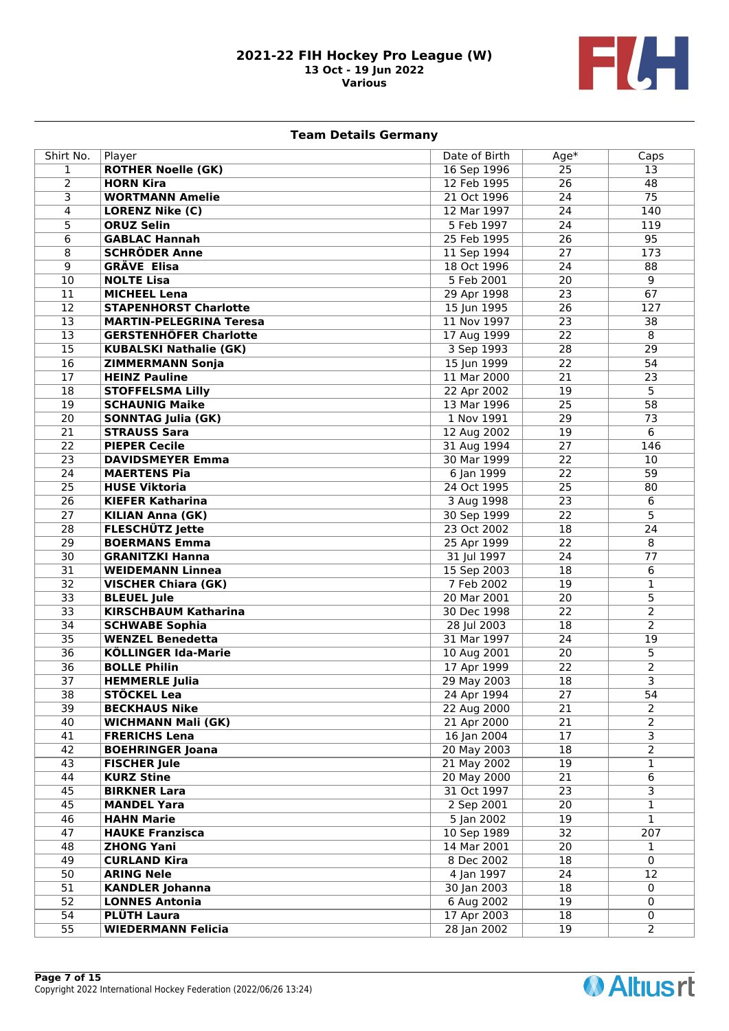# 2021-22 FIH Hockey Pro League (W)

**13 Oct - 19 Jun 2022**

**Various**

## Team Details Germany

| Shirt No. | Player | Date of Birth | Age* | Caps |
|---|---|---|---|---|
| 1 | **ROTHER Noelle (GK)** | 16 Sep 1996 | 25 | 13 |
| 2 | **HORN Kira** | 12 Feb 1995 | 26 | 48 |
| 3 | **WORTMANN Amelie** | 21 Oct 1996 | 24 | 75 |
| 4 | **LORENZ Nike (C)** | 12 Mar 1997 | 24 | 140 |
| 5 | **ORUZ Selin** | 5 Feb 1997 | 24 | 119 |
| 6 | **GABLAC Hannah** | 25 Feb 1995 | 26 | 95 |
| 8 | **SCHRÖDER Anne** | 11 Sep 1994 | 27 | 173 |
| 9 | **GRÄVE Elisa** | 18 Oct 1996 | 24 | 88 |
| 10 | **NOLTE Lisa** | 5 Feb 2001 | 20 | 9 |
| 11 | **MICHEEL Lena** | 29 Apr 1998 | 23 | 67 |
| 12 | **STAPENHORST Charlotte** | 15 Jun 1995 | 26 | 127 |
| 13 | **MARTIN-PELEGRINA Teresa** | 11 Nov 1997 | 23 | 38 |
| 13 | **GERSTENHÖFER Charlotte** | 17 Aug 1999 | 22 | 8 |
| 15 | **KUBALSKI Nathalie (GK)** | 3 Sep 1993 | 28 | 29 |
| 16 | **ZIMMERMANN Sonja** | 15 Jun 1999 | 22 | 54 |
| 17 | **HEINZ Pauline** | 11 Mar 2000 | 21 | 23 |
| 18 | **STOFFELSMA Lilly** | 22 Apr 2002 | 19 | 5 |
| 19 | **SCHAUNIG Maike** | 13 Mar 1996 | 25 | 58 |
| 20 | **SONNTAG Julia (GK)** | 1 Nov 1991 | 29 | 73 |
| 21 | **STRAUSS Sara** | 12 Aug 2002 | 19 | 6 |
| 22 | **PIEPER Cecile** | 31 Aug 1994 | 27 | 146 |
| 23 | **DAVIDSMEYER Emma** | 30 Mar 1999 | 22 | 10 |
| 24 | **MAERTENS Pia** | 6 Jan 1999 | 22 | 59 |
| 25 | **HUSE Viktoria** | 24 Oct 1995 | 25 | 80 |
| 26 | **KIEFER Katharina** | 3 Aug 1998 | 23 | 6 |
| 27 | **KILIAN Anna (GK)** | 30 Sep 1999 | 22 | 5 |
| 28 | **FLESCHÜTZ Jette** | 23 Oct 2002 | 18 | 24 |
| 29 | **BOERMANS Emma** | 25 Apr 1999 | 22 | 8 |
| 30 | **GRANITZKI Hanna** | 31 Jul 1997 | 24 | 77 |
| 31 | **WEIDEMANN Linnea** | 15 Sep 2003 | 18 | 6 |
| 32 | **VISCHER Chiara (GK)** | 7 Feb 2002 | 19 | 1 |
| 33 | **BLEUEL Jule** | 20 Mar 2001 | 20 | 5 |
| 33 | **KIRSCHBAUM Katharina** | 30 Dec 1998 | 22 | 2 |
| 34 | **SCHWABE Sophia** | 28 Jul 2003 | 18 | 2 |
| 35 | **WENZEL Benedetta** | 31 Mar 1997 | 24 | 19 |
| 36 | **KÖLLINGER Ida-Marie** | 10 Aug 2001 | 20 | 5 |
| 36 | **BOLLE Philin** | 17 Apr 1999 | 22 | 2 |
| 37 | **HEMMERLE Julia** | 29 May 2003 | 18 | 3 |
| 38 | **STÖCKEL Lea** | 24 Apr 1994 | 27 | 54 |
| 39 | **BECKHAUS Nike** | 22 Aug 2000 | 21 | 2 |
| 40 | **WICHMANN Mali (GK)** | 21 Apr 2000 | 21 | 2 |
| 41 | **FRERICHS Lena** | 16 Jan 2004 | 17 | 3 |
| 42 | **BOEHRINGER Joana** | 20 May 2003 | 18 | 2 |
| 43 | **FISCHER Jule** | 21 May 2002 | 19 | 1 |
| 44 | **KURZ Stine** | 20 May 2000 | 21 | 6 |
| 45 | **BIRKNER Lara** | 31 Oct 1997 | 23 | 3 |
| 45 | **MANDEL Yara** | 2 Sep 2001 | 20 | 1 |
| 46 | **HAHN Marie** | 5 Jan 2002 | 19 | 1 |
| 47 | **HAUKE Franzisca** | 10 Sep 1989 | 32 | 207 |
| 48 | **ZHONG Yani** | 14 Mar 2001 | 20 | 1 |
| 49 | **CURLAND Kira** | 8 Dec 2002 | 18 | 0 |
| 50 | **ARING Nele** | 4 Jan 1997 | 24 | 12 |
| 51 | **KANDLER Johanna** | 30 Jan 2003 | 18 | 0 |
| 52 | **LONNES Antonia** | 6 Aug 2002 | 19 | 0 |
| 54 | **PLÜTH Laura** | 17 Apr 2003 | 18 | 0 |
| 55 | **WIEDERMANN Felicia** | 28 Jan 2002 | 19 | 2 |

Copyright 2022 International Hockey Federation (2022/06/26 13:24)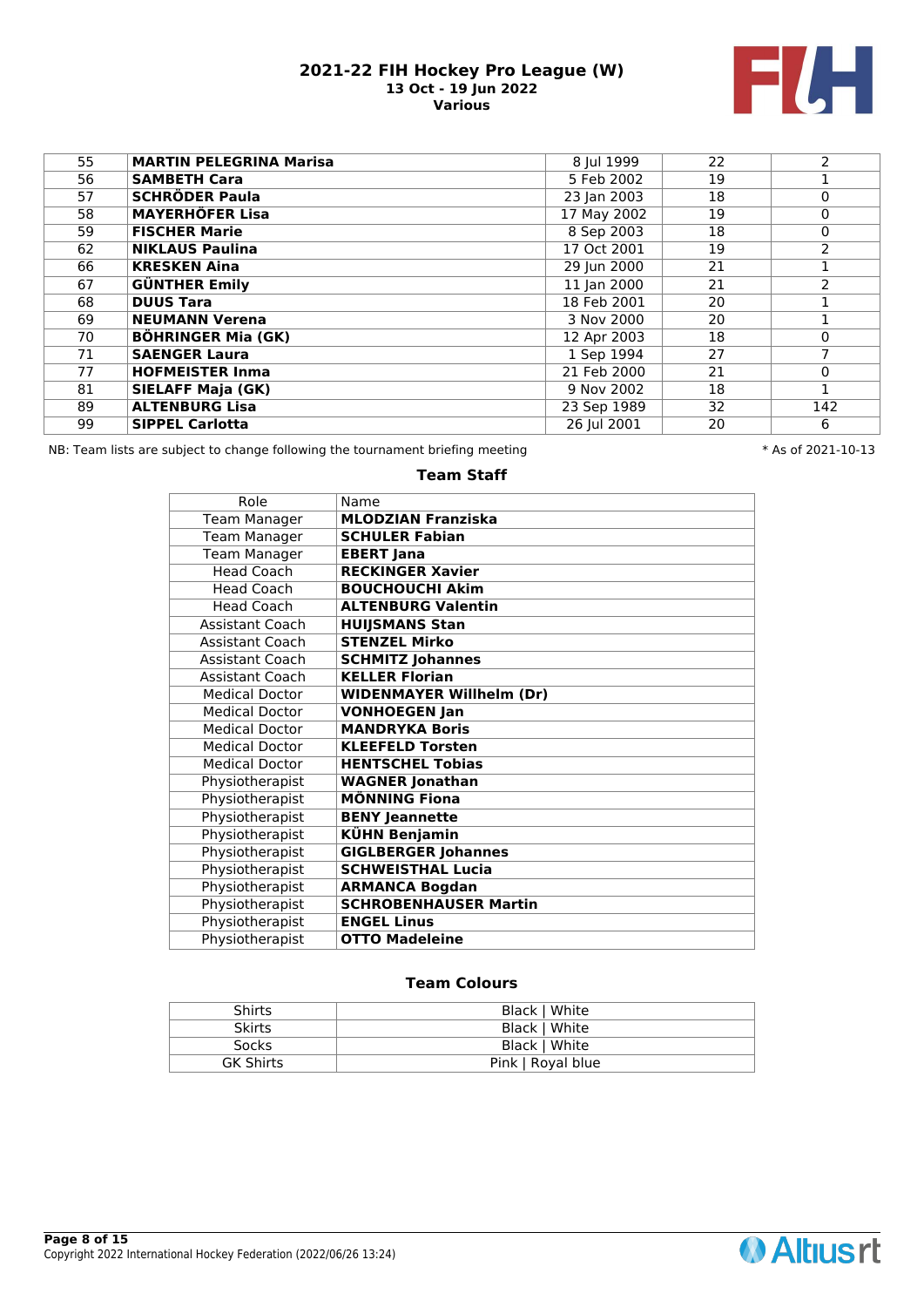| 55 | **MARTIN PELEGRINA Marisa** | 8 Jul 1999 | 22 | 2 |
|---|---|---|---|---|
| 56 | **SAMBETH Cara** | 5 Feb 2002 | 19 | 1 |
| 57 | **SCHRÖDER Paula** | 23 Jan 2003 | 18 | 0 |
| 58 | **MAYERHÖFER Lisa** | 17 May 2002 | 19 | 0 |
| 59 | **FISCHER Marie** | 8 Sep 2003 | 18 | 0 |
| 62 | **NIKLAUS Paulina** | 17 Oct 2001 | 19 | 2 |
| 66 | **KRESKEN Aina** | 29 Jun 2000 | 21 | 1 |
| 67 | **GÜNTHER Emily** | 11 Jan 2000 | 21 | 2 |
| 68 | **DUUS Tara** | 18 Feb 2001 | 20 | 1 |
| 69 | **NEUMANN Verena** | 3 Nov 2000 | 20 | 1 |
| 70 | **BÖHRINGER Mia (GK)** | 12 Apr 2003 | 18 | 0 |
| 71 | **SAENGER Laura** | 1 Sep 1994 | 27 | 7 |
| 77 | **HOFMEISTER Inma** | 21 Feb 2000 | 21 | 0 |
| 81 | **SIELAFF Maja (GK)** | 9 Nov 2002 | 18 | 1 |
| 89 | **ALTENBURG Lisa** | 23 Sep 1989 | 32 | 142 |
| 99 | **SIPPEL Carlotta** | 26 Jul 2001 | 20 | 6 |

NB: Team lists are subject to change following the tournament briefing meeting

\* As of 2021-10-13

## Team Staff

| Role | Name |
|---|---|
| Team Manager | **MLODZIAN Franziska** |
| Team Manager | **SCHULER Fabian** |
| Team Manager | **EBERT Jana** |
| Head Coach | **RECKINGER Xavier** |
| Head Coach | **BOUCHOUCHI Akim** |
| Head Coach | **ALTENBURG Valentin** |
| Assistant Coach | **HUIJSMANS Stan** |
| Assistant Coach | **STENZEL Mirko** |
| Assistant Coach | **SCHMITZ Johannes** |
| Assistant Coach | **KELLER Florian** |
| Medical Doctor | **WIDENMAYER Willhelm (Dr)** |
| Medical Doctor | **VONHOEGEN Jan** |
| Medical Doctor | **MANDRYKA Boris** |
| Medical Doctor | **KLEEFELD Torsten** |
| Medical Doctor | **HENTSCHEL Tobias** |
| Physiotherapist | **WAGNER Jonathan** |
| Physiotherapist | **MÖNNING Fiona** |
| Physiotherapist | **BENY Jeannette** |
| Physiotherapist | **KÜHN Benjamin** |
| Physiotherapist | **GIGLBERGER Johannes** |
| Physiotherapist | **SCHWEISTHAL Lucia** |
| Physiotherapist | **ARMANCA Bogdan** |
| Physiotherapist | **SCHROBENHAUSER Martin** |
| Physiotherapist | **ENGEL Linus** |
| Physiotherapist | **OTTO Madeleine** |

## Team Colours

| | |
|---|---|
| Shirts | Black \| White |
| Skirts | Black \| White |
| Socks | Black \| White |
| GK Shirts | Pink \| Royal blue |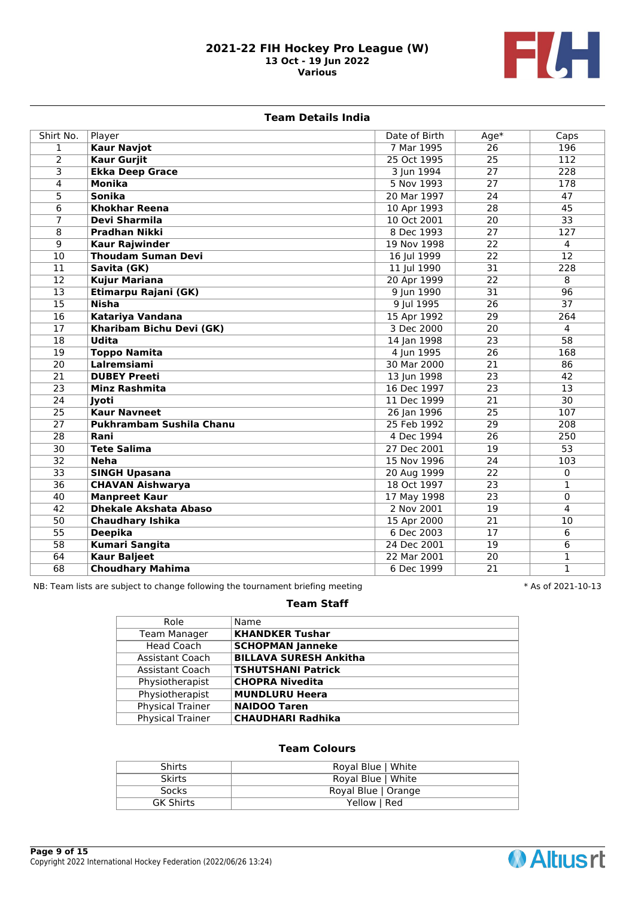# 2021-22 FIH Hockey Pro League (W)

**13 Oct - 19 Jun 2022**

**Various**

## Team Details India

| Shirt No. | Player | Date of Birth | Age* | Caps |
|---|---|---|---|---|
| 1 | **Kaur Navjot** | 7 Mar 1995 | 26 | 196 |
| 2 | **Kaur Gurjit** | 25 Oct 1995 | 25 | 112 |
| 3 | **Ekka Deep Grace** | 3 Jun 1994 | 27 | 228 |
| 4 | **Monika** | 5 Nov 1993 | 27 | 178 |
| 5 | **Sonika** | 20 Mar 1997 | 24 | 47 |
| 6 | **Khokhar Reena** | 10 Apr 1993 | 28 | 45 |
| 7 | **Devi Sharmila** | 10 Oct 2001 | 20 | 33 |
| 8 | **Pradhan Nikki** | 8 Dec 1993 | 27 | 127 |
| 9 | **Kaur Rajwinder** | 19 Nov 1998 | 22 | 4 |
| 10 | **Thoudam Suman Devi** | 16 Jul 1999 | 22 | 12 |
| 11 | **Savita (GK)** | 11 Jul 1990 | 31 | 228 |
| 12 | **Kujur Mariana** | 20 Apr 1999 | 22 | 8 |
| 13 | **Etimarpu Rajani (GK)** | 9 Jun 1990 | 31 | 96 |
| 15 | **Nisha** | 9 Jul 1995 | 26 | 37 |
| 16 | **Katariya Vandana** | 15 Apr 1992 | 29 | 264 |
| 17 | **Kharibam Bichu Devi (GK)** | 3 Dec 2000 | 20 | 4 |
| 18 | **Udita** | 14 Jan 1998 | 23 | 58 |
| 19 | **Toppo Namita** | 4 Jun 1995 | 26 | 168 |
| 20 | **Lalremsiami** | 30 Mar 2000 | 21 | 86 |
| 21 | **DUBEY Preeti** | 13 Jun 1998 | 23 | 42 |
| 23 | **Minz Rashmita** | 16 Dec 1997 | 23 | 13 |
| 24 | **Jyoti** | 11 Dec 1999 | 21 | 30 |
| 25 | **Kaur Navneet** | 26 Jan 1996 | 25 | 107 |
| 27 | **Pukhrambam Sushila Chanu** | 25 Feb 1992 | 29 | 208 |
| 28 | **Rani** | 4 Dec 1994 | 26 | 250 |
| 30 | **Tete Salima** | 27 Dec 2001 | 19 | 53 |
| 32 | **Neha** | 15 Nov 1996 | 24 | 103 |
| 33 | **SINGH Upasana** | 20 Aug 1999 | 22 | 0 |
| 36 | **CHAVAN Aishwarya** | 18 Oct 1997 | 23 | 1 |
| 40 | **Manpreet Kaur** | 17 May 1998 | 23 | 0 |
| 42 | **Dhekale Akshata Abaso** | 2 Nov 2001 | 19 | 4 |
| 50 | **Chaudhary Ishika** | 15 Apr 2000 | 21 | 10 |
| 55 | **Deepika** | 6 Dec 2003 | 17 | 6 |
| 58 | **Kumari Sangita** | 24 Dec 2001 | 19 | 6 |
| 64 | **Kaur Baljeet** | 22 Mar 2001 | 20 | 1 |
| 68 | **Choudhary Mahima** | 6 Dec 1999 | 21 | 1 |

NB: Team lists are subject to change following the tournament briefing meeting

\* As of 2021-10-13

## Team Staff

| Role | Name |
|---|---|
| Team Manager | **KHANDKER Tushar** |
| Head Coach | **SCHOPMAN Janneke** |
| Assistant Coach | **BILLAVA SURESH Ankitha** |
| Assistant Coach | **TSHUTSHANI Patrick** |
| Physiotherapist | **CHOPRA Nivedita** |
| Physiotherapist | **MUNDLURU Heera** |
| Physical Trainer | **NAIDOO Taren** |
| Physical Trainer | **CHAUDHARI Radhika** |

## Team Colours

| | |
|---|---|
| Shirts | Royal Blue \| White |
| Skirts | Royal Blue \| White |
| Socks | Royal Blue \| Orange |
| GK Shirts | Yellow \| Red |

Copyright 2022 International Hockey Federation (2022/06/26 13:24)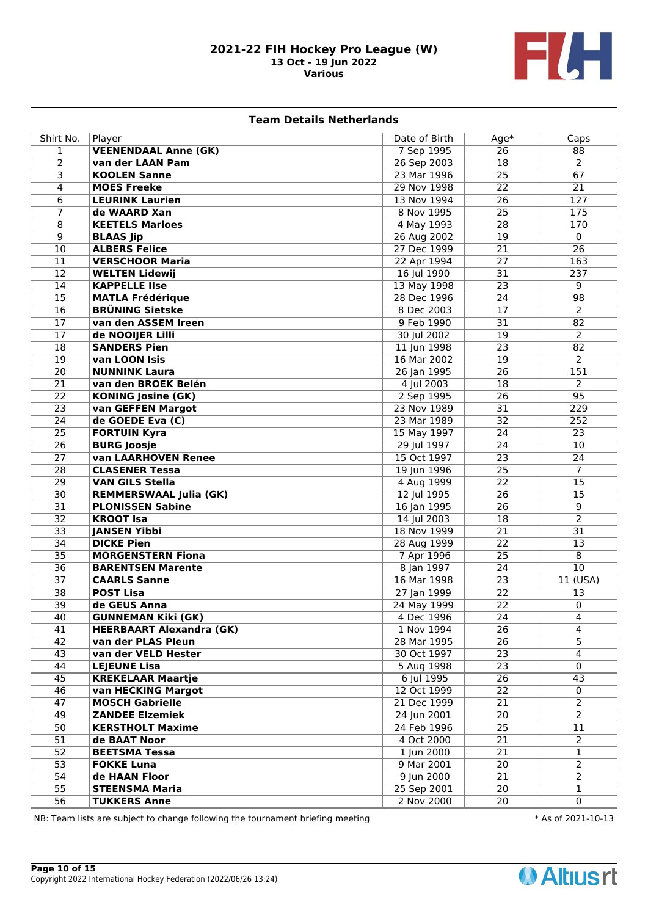# 2021-22 FIH Hockey Pro League (W)

**13 Oct - 19 Jun 2022**

**Various**

## Team Details Netherlands

| Shirt No. | Player | Date of Birth | Age* | Caps |
|---|---|---|---|---|
| 1 | **VEENENDAAL Anne (GK)** | 7 Sep 1995 | 26 | 88 |
| 2 | **van der LAAN Pam** | 26 Sep 2003 | 18 | 2 |
| 3 | **KOOLEN Sanne** | 23 Mar 1996 | 25 | 67 |
| 4 | **MOES Freeke** | 29 Nov 1998 | 22 | 21 |
| 6 | **LEURINK Laurien** | 13 Nov 1994 | 26 | 127 |
| 7 | **de WAARD Xan** | 8 Nov 1995 | 25 | 175 |
| 8 | **KEETELS Marloes** | 4 May 1993 | 28 | 170 |
| 9 | **BLAAS Jip** | 26 Aug 2002 | 19 | 0 |
| 10 | **ALBERS Felice** | 27 Dec 1999 | 21 | 26 |
| 11 | **VERSCHOOR Maria** | 22 Apr 1994 | 27 | 163 |
| 12 | **WELTEN Lidewij** | 16 Jul 1990 | 31 | 237 |
| 14 | **KAPPELLE Ilse** | 13 May 1998 | 23 | 9 |
| 15 | **MATLA Frédérique** | 28 Dec 1996 | 24 | 98 |
| 16 | **BRÜNING Sietske** | 8 Dec 2003 | 17 | 2 |
| 17 | **van den ASSEM Ireen** | 9 Feb 1990 | 31 | 82 |
| 17 | **de NOOIJER Lilli** | 30 Jul 2002 | 19 | 2 |
| 18 | **SANDERS Pien** | 11 Jun 1998 | 23 | 82 |
| 19 | **van LOON Isis** | 16 Mar 2002 | 19 | 2 |
| 20 | **NUNNINK Laura** | 26 Jan 1995 | 26 | 151 |
| 21 | **van den BROEK Belén** | 4 Jul 2003 | 18 | 2 |
| 22 | **KONING Josine (GK)** | 2 Sep 1995 | 26 | 95 |
| 23 | **van GEFFEN Margot** | 23 Nov 1989 | 31 | 229 |
| 24 | **de GOEDE Eva (C)** | 23 Mar 1989 | 32 | 252 |
| 25 | **FORTUIN Kyra** | 15 May 1997 | 24 | 23 |
| 26 | **BURG Joosje** | 29 Jul 1997 | 24 | 10 |
| 27 | **van LAARHOVEN Renee** | 15 Oct 1997 | 23 | 24 |
| 28 | **CLASENER Tessa** | 19 Jun 1996 | 25 | 7 |
| 29 | **VAN GILS Stella** | 4 Aug 1999 | 22 | 15 |
| 30 | **REMMERSWAAL Julia (GK)** | 12 Jul 1995 | 26 | 15 |
| 31 | **PLONISSEN Sabine** | 16 Jan 1995 | 26 | 9 |
| 32 | **KROOT Isa** | 14 Jul 2003 | 18 | 2 |
| 33 | **JANSEN Yibbi** | 18 Nov 1999 | 21 | 31 |
| 34 | **DICKE Pien** | 28 Aug 1999 | 22 | 13 |
| 35 | **MORGENSTERN Fiona** | 7 Apr 1996 | 25 | 8 |
| 36 | **BARENTSEN Marente** | 8 Jan 1997 | 24 | 10 |
| 37 | **CAARLS Sanne** | 16 Mar 1998 | 23 | 11 (USA) |
| 38 | **POST Lisa** | 27 Jan 1999 | 22 | 13 |
| 39 | **de GEUS Anna** | 24 May 1999 | 22 | 0 |
| 40 | **GUNNEMAN Kiki (GK)** | 4 Dec 1996 | 24 | 4 |
| 41 | **HEERBAART Alexandra (GK)** | 1 Nov 1994 | 26 | 4 |
| 42 | **van der PLAS Pleun** | 28 Mar 1995 | 26 | 5 |
| 43 | **van der VELD Hester** | 30 Oct 1997 | 23 | 4 |
| 44 | **LEJEUNE Lisa** | 5 Aug 1998 | 23 | 0 |
| 45 | **KREKELAAR Maartje** | 6 Jul 1995 | 26 | 43 |
| 46 | **van HECKING Margot** | 12 Oct 1999 | 22 | 0 |
| 47 | **MOSCH Gabrielle** | 21 Dec 1999 | 21 | 2 |
| 49 | **ZANDEE Elzemiek** | 24 Jun 2001 | 20 | 2 |
| 50 | **KERSTHOLT Maxime** | 24 Feb 1996 | 25 | 11 |
| 51 | **de BAAT Noor** | 4 Oct 2000 | 21 | 2 |
| 52 | **BEETSMA Tessa** | 1 Jun 2000 | 21 | 1 |
| 53 | **FOKKE Luna** | 9 Mar 2001 | 20 | 2 |
| 54 | **de HAAN Floor** | 9 Jun 2000 | 21 | 2 |
| 55 | **STEENSMA Maria** | 25 Sep 2001 | 20 | 1 |
| 56 | **TUKKERS Anne** | 2 Nov 2000 | 20 | 0 |

NB: Team lists are subject to change following the tournament briefing meeting

\* As of 2021-10-13

Copyright 2022 International Hockey Federation (2022/06/26 13:24)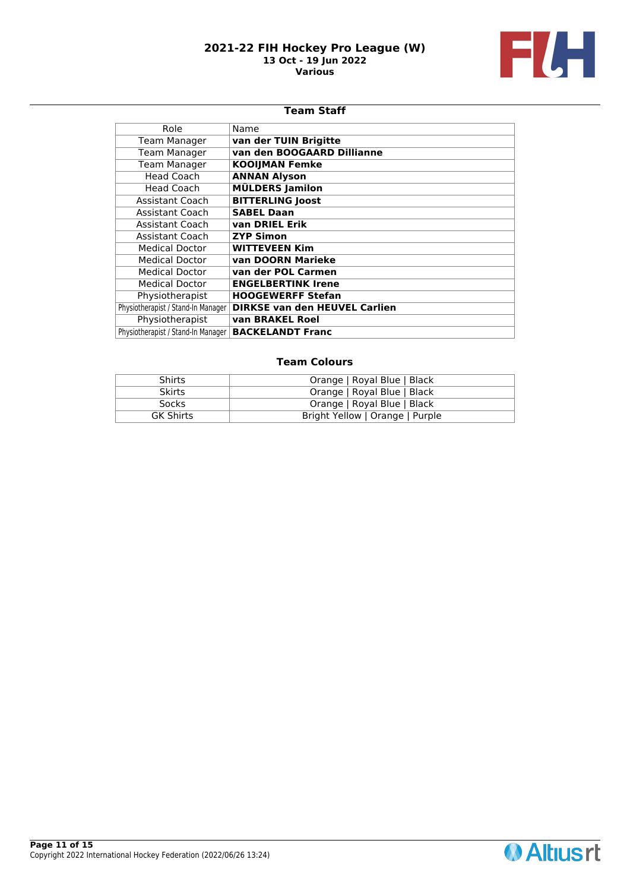## Team Staff

| Role | Name |
|---|---|
| Team Manager | **van der TUIN Brigitte** |
| Team Manager | **van den BOOGAARD Dillianne** |
| Team Manager | **KOOIJMAN Femke** |
| Head Coach | **ANNAN Alyson** |
| Head Coach | **MÜLDERS Jamilon** |
| Assistant Coach | **BITTERLING Joost** |
| Assistant Coach | **SABEL Daan** |
| Assistant Coach | **van DRIEL Erik** |
| Assistant Coach | **ZYP Simon** |
| Medical Doctor | **WITTEVEEN Kim** |
| Medical Doctor | **van DOORN Marieke** |
| Medical Doctor | **van der POL Carmen** |
| Medical Doctor | **ENGELBERTINK Irene** |
| Physiotherapist | **HOOGEWERFF Stefan** |
| Physiotherapist / Stand-In Manager | **DIRKSE van den HEUVEL Carlien** |
| Physiotherapist | **van BRAKEL Roel** |
| Physiotherapist / Stand-In Manager | **BACKELANDT Franc** |

## Team Colours

| | |
|---|---|
| Shirts | Orange \| Royal Blue \| Black |
| Skirts | Orange \| Royal Blue \| Black |
| Socks | Orange \| Royal Blue \| Black |
| GK Shirts | Bright Yellow \| Orange \| Purple |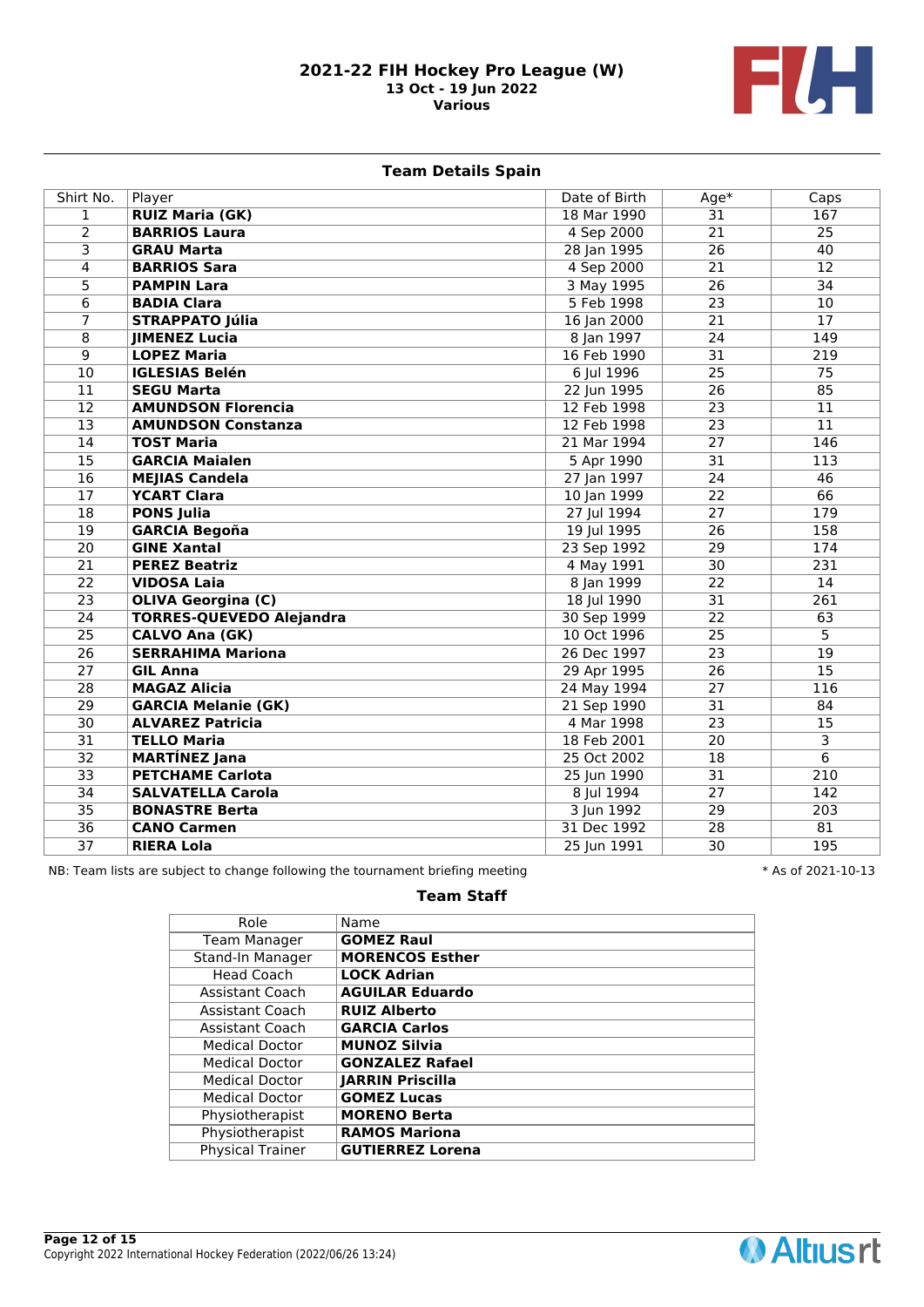# 2021-22 FIH Hockey Pro League (W)

**13 Oct - 19 Jun 2022**

**Various**

## Team Details Spain

| Shirt No. | Player | Date of Birth | Age* | Caps |
|---|---|---|---|---|
| 1 | **RUIZ Maria (GK)** | 18 Mar 1990 | 31 | 167 |
| 2 | **BARRIOS Laura** | 4 Sep 2000 | 21 | 25 |
| 3 | **GRAU Marta** | 28 Jan 1995 | 26 | 40 |
| 4 | **BARRIOS Sara** | 4 Sep 2000 | 21 | 12 |
| 5 | **PAMPIN Lara** | 3 May 1995 | 26 | 34 |
| 6 | **BADIA Clara** | 5 Feb 1998 | 23 | 10 |
| 7 | **STRAPPATO Júlia** | 16 Jan 2000 | 21 | 17 |
| 8 | **JIMENEZ Lucia** | 8 Jan 1997 | 24 | 149 |
| 9 | **LOPEZ Maria** | 16 Feb 1990 | 31 | 219 |
| 10 | **IGLESIAS Belén** | 6 Jul 1996 | 25 | 75 |
| 11 | **SEGU Marta** | 22 Jun 1995 | 26 | 85 |
| 12 | **AMUNDSON Florencia** | 12 Feb 1998 | 23 | 11 |
| 13 | **AMUNDSON Constanza** | 12 Feb 1998 | 23 | 11 |
| 14 | **TOST Maria** | 21 Mar 1994 | 27 | 146 |
| 15 | **GARCIA Maialen** | 5 Apr 1990 | 31 | 113 |
| 16 | **MEJIAS Candela** | 27 Jan 1997 | 24 | 46 |
| 17 | **YCART Clara** | 10 Jan 1999 | 22 | 66 |
| 18 | **PONS Julia** | 27 Jul 1994 | 27 | 179 |
| 19 | **GARCIA Begoña** | 19 Jul 1995 | 26 | 158 |
| 20 | **GINE Xantal** | 23 Sep 1992 | 29 | 174 |
| 21 | **PEREZ Beatriz** | 4 May 1991 | 30 | 231 |
| 22 | **VIDOSA Laia** | 8 Jan 1999 | 22 | 14 |
| 23 | **OLIVA Georgina (C)** | 18 Jul 1990 | 31 | 261 |
| 24 | **TORRES-QUEVEDO Alejandra** | 30 Sep 1999 | 22 | 63 |
| 25 | **CALVO Ana (GK)** | 10 Oct 1996 | 25 | 5 |
| 26 | **SERRAHIMA Mariona** | 26 Dec 1997 | 23 | 19 |
| 27 | **GIL Anna** | 29 Apr 1995 | 26 | 15 |
| 28 | **MAGAZ Alicia** | 24 May 1994 | 27 | 116 |
| 29 | **GARCIA Melanie (GK)** | 21 Sep 1990 | 31 | 84 |
| 30 | **ALVAREZ Patricia** | 4 Mar 1998 | 23 | 15 |
| 31 | **TELLO Maria** | 18 Feb 2001 | 20 | 3 |
| 32 | **MARTÍNEZ Jana** | 25 Oct 2002 | 18 | 6 |
| 33 | **PETCHAME Carlota** | 25 Jun 1990 | 31 | 210 |
| 34 | **SALVATELLA Carola** | 8 Jul 1994 | 27 | 142 |
| 35 | **BONASTRE Berta** | 3 Jun 1992 | 29 | 203 |
| 36 | **CANO Carmen** | 31 Dec 1992 | 28 | 81 |
| 37 | **RIERA Lola** | 25 Jun 1991 | 30 | 195 |

NB: Team lists are subject to change following the tournament briefing meeting

\* As of 2021-10-13

## Team Staff

| Role | Name |
|---|---|
| Team Manager | **GOMEZ Raul** |
| Stand-In Manager | **MORENCOS Esther** |
| Head Coach | **LOCK Adrian** |
| Assistant Coach | **AGUILAR Eduardo** |
| Assistant Coach | **RUIZ Alberto** |
| Assistant Coach | **GARCIA Carlos** |
| Medical Doctor | **MUNOZ Silvia** |
| Medical Doctor | **GONZALEZ Rafael** |
| Medical Doctor | **JARRIN Priscilla** |
| Medical Doctor | **GOMEZ Lucas** |
| Physiotherapist | **MORENO Berta** |
| Physiotherapist | **RAMOS Mariona** |
| Physical Trainer | **GUTIERREZ Lorena** |

Copyright 2022 International Hockey Federation (2022/06/26 13:24)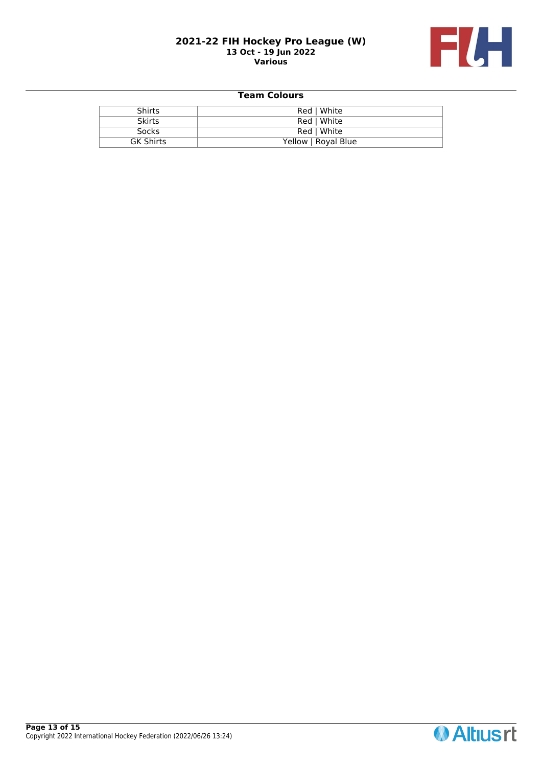## Team Colours

| | |
|---|---|
| Shirts | Red \| White |
| Skirts | Red \| White |
| Socks | Red \| White |
| GK Shirts | Yellow \| Royal Blue |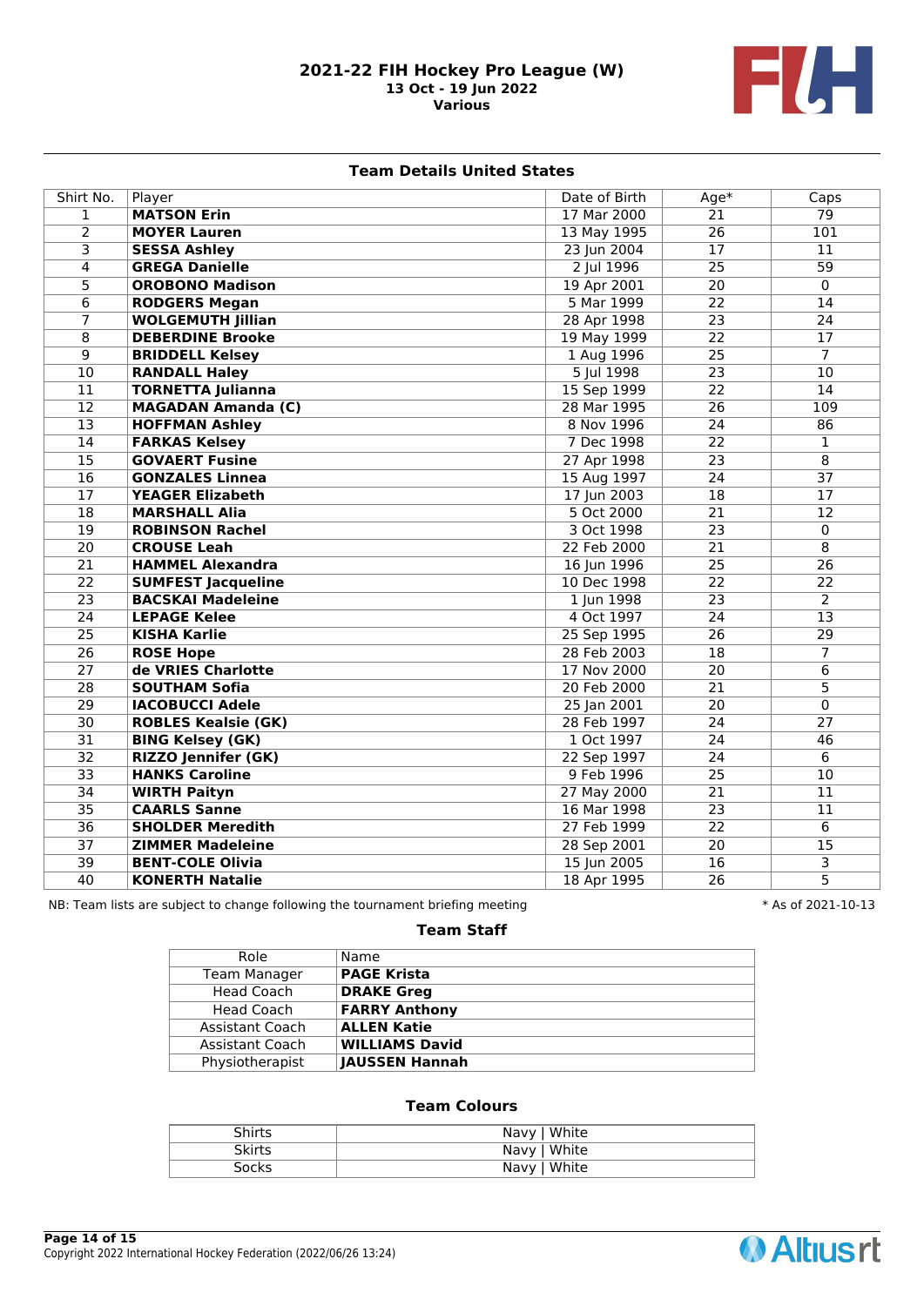# 2021-22 FIH Hockey Pro League (W)

**13 Oct - 19 Jun 2022**

**Various**

## Team Details United States

| Shirt No. | Player | Date of Birth | Age* | Caps |
|---|---|---|---|---|
| 1 | **MATSON Erin** | 17 Mar 2000 | 21 | 79 |
| 2 | **MOYER Lauren** | 13 May 1995 | 26 | 101 |
| 3 | **SESSA Ashley** | 23 Jun 2004 | 17 | 11 |
| 4 | **GREGA Danielle** | 2 Jul 1996 | 25 | 59 |
| 5 | **OROBONO Madison** | 19 Apr 2001 | 20 | 0 |
| 6 | **RODGERS Megan** | 5 Mar 1999 | 22 | 14 |
| 7 | **WOLGEMUTH Jillian** | 28 Apr 1998 | 23 | 24 |
| 8 | **DEBERDINE Brooke** | 19 May 1999 | 22 | 17 |
| 9 | **BRIDDELL Kelsey** | 1 Aug 1996 | 25 | 7 |
| 10 | **RANDALL Haley** | 5 Jul 1998 | 23 | 10 |
| 11 | **TORNETTA Julianna** | 15 Sep 1999 | 22 | 14 |
| 12 | **MAGADAN Amanda (C)** | 28 Mar 1995 | 26 | 109 |
| 13 | **HOFFMAN Ashley** | 8 Nov 1996 | 24 | 86 |
| 14 | **FARKAS Kelsey** | 7 Dec 1998 | 22 | 1 |
| 15 | **GOVAERT Fusine** | 27 Apr 1998 | 23 | 8 |
| 16 | **GONZALES Linnea** | 15 Aug 1997 | 24 | 37 |
| 17 | **YEAGER Elizabeth** | 17 Jun 2003 | 18 | 17 |
| 18 | **MARSHALL Alia** | 5 Oct 2000 | 21 | 12 |
| 19 | **ROBINSON Rachel** | 3 Oct 1998 | 23 | 0 |
| 20 | **CROUSE Leah** | 22 Feb 2000 | 21 | 8 |
| 21 | **HAMMEL Alexandra** | 16 Jun 1996 | 25 | 26 |
| 22 | **SUMFEST Jacqueline** | 10 Dec 1998 | 22 | 22 |
| 23 | **BACSKAI Madeleine** | 1 Jun 1998 | 23 | 2 |
| 24 | **LEPAGE Kelee** | 4 Oct 1997 | 24 | 13 |
| 25 | **KISHA Karlie** | 25 Sep 1995 | 26 | 29 |
| 26 | **ROSE Hope** | 28 Feb 2003 | 18 | 7 |
| 27 | **de VRIES Charlotte** | 17 Nov 2000 | 20 | 6 |
| 28 | **SOUTHAM Sofia** | 20 Feb 2000 | 21 | 5 |
| 29 | **IACOBUCCI Adele** | 25 Jan 2001 | 20 | 0 |
| 30 | **ROBLES Kealsie (GK)** | 28 Feb 1997 | 24 | 27 |
| 31 | **BING Kelsey (GK)** | 1 Oct 1997 | 24 | 46 |
| 32 | **RIZZO Jennifer (GK)** | 22 Sep 1997 | 24 | 6 |
| 33 | **HANKS Caroline** | 9 Feb 1996 | 25 | 10 |
| 34 | **WIRTH Paityn** | 27 May 2000 | 21 | 11 |
| 35 | **CAARLS Sanne** | 16 Mar 1998 | 23 | 11 |
| 36 | **SHOLDER Meredith** | 27 Feb 1999 | 22 | 6 |
| 37 | **ZIMMER Madeleine** | 28 Sep 2001 | 20 | 15 |
| 39 | **BENT-COLE Olivia** | 15 Jun 2005 | 16 | 3 |
| 40 | **KONERTH Natalie** | 18 Apr 1995 | 26 | 5 |

NB: Team lists are subject to change following the tournament briefing meeting

\* As of 2021-10-13

### Team Staff

| Role | Name |
|---|---|
| Team Manager | **PAGE Krista** |
| Head Coach | **DRAKE Greg** |
| Head Coach | **FARRY Anthony** |
| Assistant Coach | **ALLEN Katie** |
| Assistant Coach | **WILLIAMS David** |
| Physiotherapist | **JAUSSEN Hannah** |

### Team Colours

| | |
|---|---|
| Shirts | Navy \| White |
| Skirts | Navy \| White |
| Socks | Navy \| White |

Copyright 2022 International Hockey Federation (2022/06/26 13:24)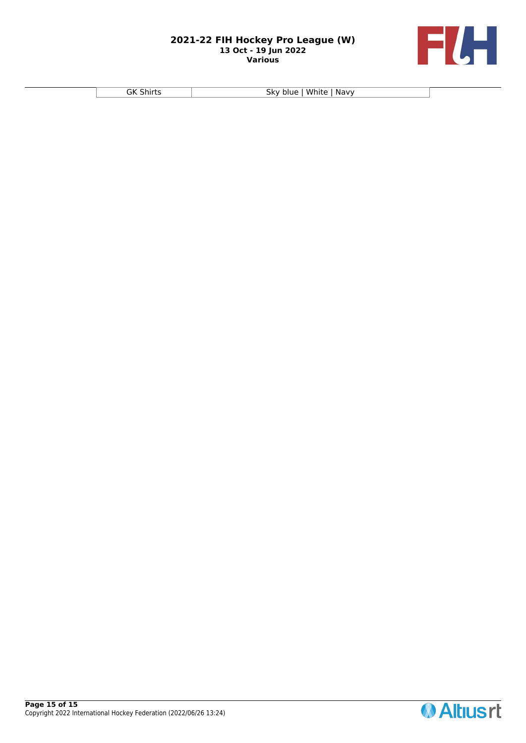| | | |
|---|---|---|
| | GK Shirts | Sky blue \| White \| Navy |